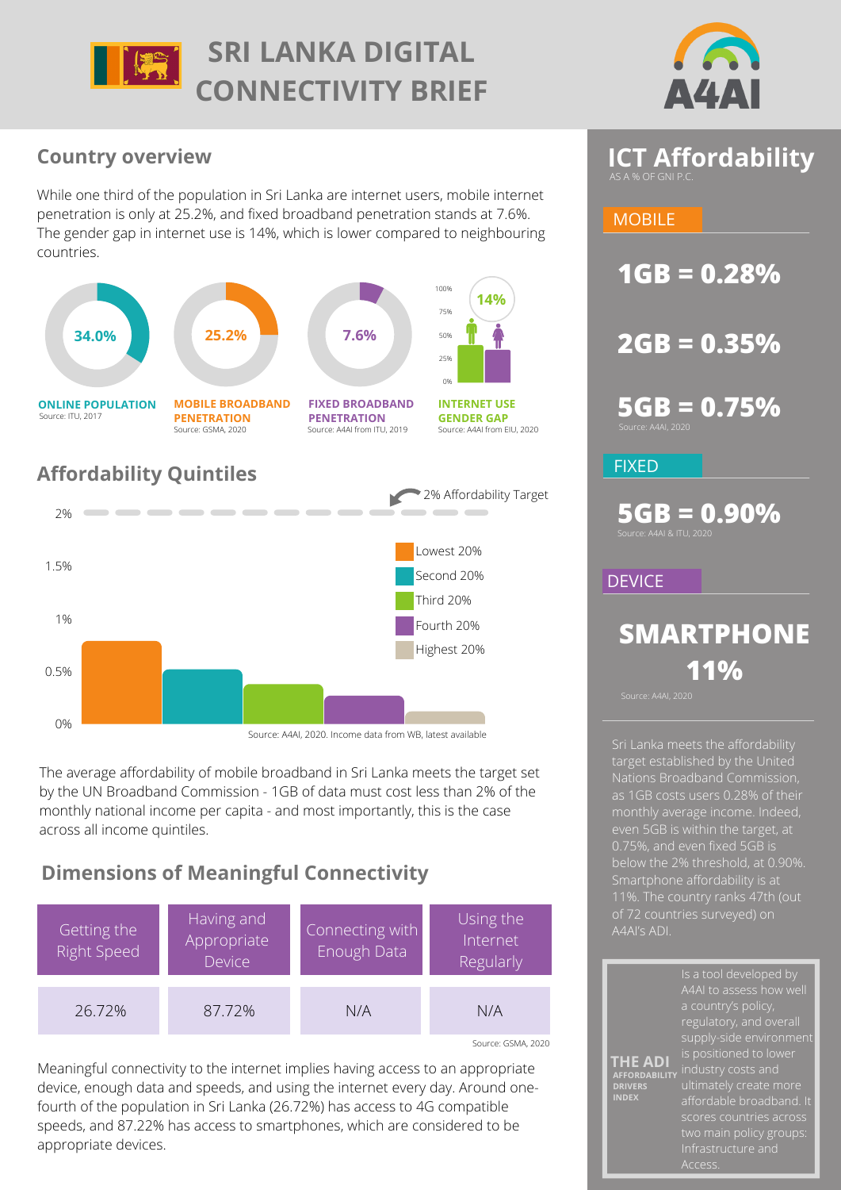# SRI LANKA DIGITAL CONNECTIVITY BRIEF

A4AI

## Country overview

While one third of the population in Sri Lanka are internet users, mobile internet penetration is only at 25.2%, and fixed broadband penetration stands at 7.6%. The gender gap in internet use is 14%, which is lower compared to neighbouring countries.

| 34.0% | 25.2% | 7.6% | 14% |
|---|---|---|---|
| **ONLINE POPULATION** Source: ITU, 2017 | **MOBILE BROADBAND PENETRATION** Source: GSMA, 2020 | **FIXED BROADBAND PENETRATION** Source: A4AI from ITU, 2019 | **INTERNET USE GENDER GAP** Source: A4AI from EIU, 2020 |

## Affordability Quintiles

2% Affordability Target

Lowest 20%, Second 20%, Third 20%, Fourth 20%, Highest 20%

Source: A4AI, 2020. Income data from WB, latest available

The average affordability of mobile broadband in Sri Lanka meets the target set by the UN Broadband Commission - 1GB of data must cost less than 2% of the monthly national income per capita - and most importantly, this is the case across all income quintiles.

## Dimensions of Meaningful Connectivity

| Getting the Right Speed | Having and Appropriate Device | Connecting with Enough Data | Using the Internet Regularly |
|---|---|---|---|
| 26.72% | 87.72% | N/A | N/A |

Source: GSMA, 2020

Meaningful connectivity to the internet implies having access to an appropriate device, enough data and speeds, and using the internet every day. Around one-fourth of the population in Sri Lanka (26.72%) has access to 4G compatible speeds, and 87.22% has access to smartphones, which are considered to be appropriate devices.

## ICT Affordability

AS A % OF GNI P.C.

### MOBILE

**1GB = 0.28%**

**2GB = 0.35%**

**5GB = 0.75%**

Source: A4AI, 2020

### FIXED

**5GB = 0.90%**

Source: A4AI & ITU, 2020

### DEVICE

**SMARTPHONE 11%**

Source: A4AI, 2020

Sri Lanka meets the affordability target established by the United Nations Broadband Commission, as 1GB costs users 0.28% of their monthly average income. Indeed, even 5GB is within the target, at 0.75%, and even fixed 5GB is below the 2% threshold, at 0.90%. Smartphone affordability is at 11%. The country ranks 47th (out of 72 countries surveyed) on A4AI's ADI.

**THE ADI** AFFORDABILITY DRIVERS INDEX

Is a tool developed by A4AI to assess how well a country's policy, regulatory, and overall supply-side environment is positioned to lower industry costs and ultimately create more affordable broadband. It scores countries across two main policy groups: Infrastructure and Access.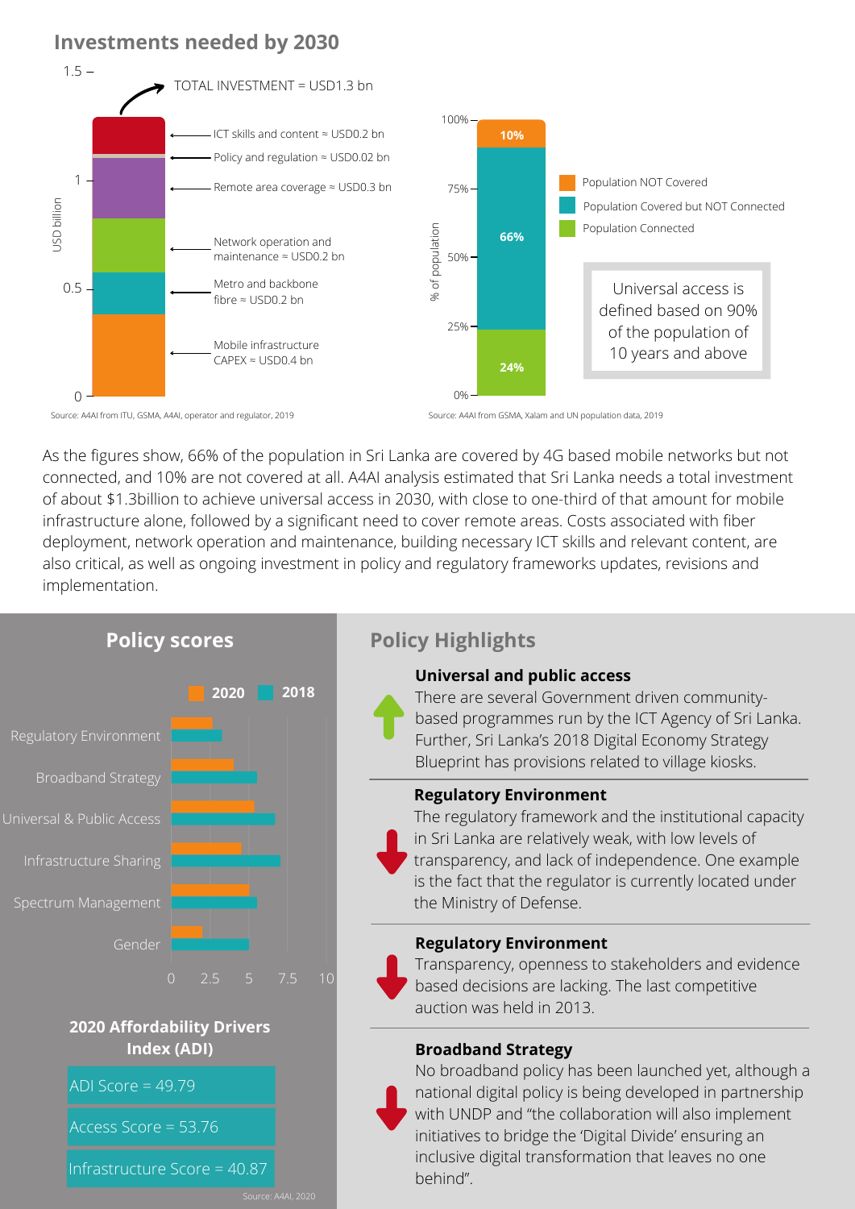## Investments needed by 2030

1.5
1
0.5
0
USD billion

TOTAL INVESTMENT = USD1.3 bn

ICT skills and content ≈ USD0.2 bn
Policy and regulation ≈ USD0.02 bn
Remote area coverage ≈ USD0.3 bn
Network operation and maintenance ≈ USD0.2 bn
Metro and backbone fibre ≈ USD0.2 bn
Mobile infrastructure CAPEX ≈ USD0.4 bn

Source: A4AI from ITU, GSMA, A4AI, operator and regulator, 2019

100%
75%
50%
25%
0%
% of population

10%
66%
24%

Population NOT Covered
Population Covered but NOT Connected
Population Connected

Universal access is defined based on 90% of the population of 10 years and above

Source: A4AI from GSMA, Xalam and UN population data, 2019

As the figures show, 66% of the population in Sri Lanka are covered by 4G based mobile networks but not connected, and 10% are not covered at all. A4AI analysis estimated that Sri Lanka needs a total investment of about $1.3billion to achieve universal access in 2030, with close to one-third of that amount for mobile infrastructure alone, followed by a significant need to cover remote areas. Costs associated with fiber deployment, network operation and maintenance, building necessary ICT skills and relevant content, are also critical, as well as ongoing investment in policy and regulatory frameworks updates, revisions and implementation.

## Policy scores

2020
2018

Regulatory Environment
Broadband Strategy
Universal & Public Access
Infrastructure Sharing
Spectrum Management
Gender

0
2.5
5
7.5
10

### 2020 Affordability Drivers Index (ADI)

ADI Score = 49.79

Access Score = 53.76

Infrastructure Score = 40.87

Source: A4AI, 2020

## Policy Highlights

**Universal and public access**
There are several Government driven community-based programmes run by the ICT Agency of Sri Lanka. Further, Sri Lanka's 2018 Digital Economy Strategy Blueprint has provisions related to village kiosks.

**Regulatory Environment**
The regulatory framework and the institutional capacity in Sri Lanka are relatively weak, with low levels of transparency, and lack of independence. One example is the fact that the regulator is currently located under the Ministry of Defense.

**Regulatory Environment**
Transparency, openness to stakeholders and evidence based decisions are lacking. The last competitive auction was held in 2013.

**Broadband Strategy**
No broadband policy has been launched yet, although a national digital policy is being developed in partnership with UNDP and "the collaboration will also implement initiatives to bridge the 'Digital Divide' ensuring an inclusive digital transformation that leaves no one behind".